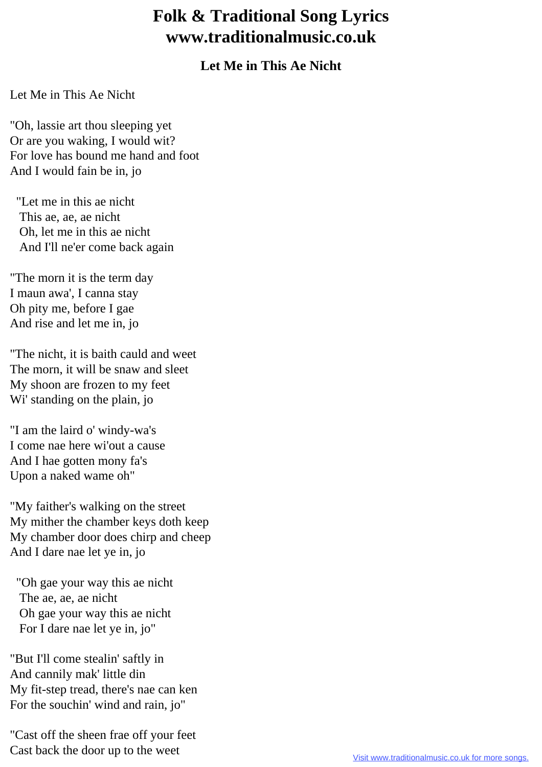# Folk & Traditional Song Lyrics www.traditionalmusic.co.uk

## Let Me in This Ae Nicht

Let Me in This Ae Nicht

"Oh, lassie art thou sleeping yet
Or are you waking, I would wit?
For love has bound me hand and foot
And I would fain be in, jo

"Let me in this ae nicht
This ae, ae, ae nicht
Oh, let me in this ae nicht
And I'll ne'er come back again

"The morn it is the term day
I maun awa', I canna stay
Oh pity me, before I gae
And rise and let me in, jo

"The nicht, it is baith cauld and weet
The morn, it will be snaw and sleet
My shoon are frozen to my feet
Wi' standing on the plain, jo

"I am the laird o' windy-wa's
I come nae here wi'out a cause
And I hae gotten mony fa's
Upon a naked wame oh"

"My faither's walking on the street
My mither the chamber keys doth keep
My chamber door does chirp and cheep
And I dare nae let ye in, jo

"Oh gae your way this ae nicht
The ae, ae, ae nicht
Oh gae your way this ae nicht
For I dare nae let ye in, jo"

"But I'll come stealin' saftly in
And cannily mak' little din
My fit-step tread, there's nae can ken
For the souchin' wind and rain, jo"

"Cast off the sheen frae off your feet
Cast back the door up to the weet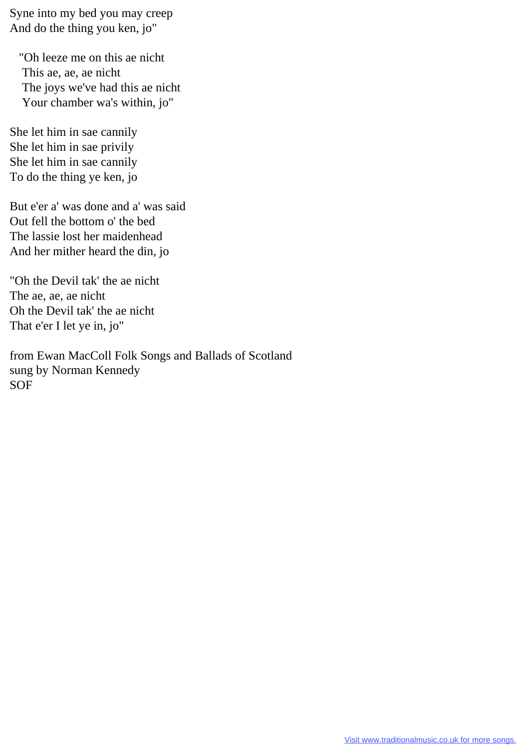Syne into my bed you may creep
And do the thing you ken, jo"

"Oh leeze me on this ae nicht
This ae, ae, ae nicht
The joys we've had this ae nicht
Your chamber wa's within, jo"

She let him in sae cannily
She let him in sae privily
She let him in sae cannily
To do the thing ye ken, jo

But e'er a' was done and a' was said
Out fell the bottom o' the bed
The lassie lost her maidenhead
And her mither heard the din, jo

"Oh the Devil tak' the ae nicht
The ae, ae, ae nicht
Oh the Devil tak' the ae nicht
That e'er I let ye in, jo"

from Ewan MacColl Folk Songs and Ballads of Scotland
sung by Norman Kennedy
SOF